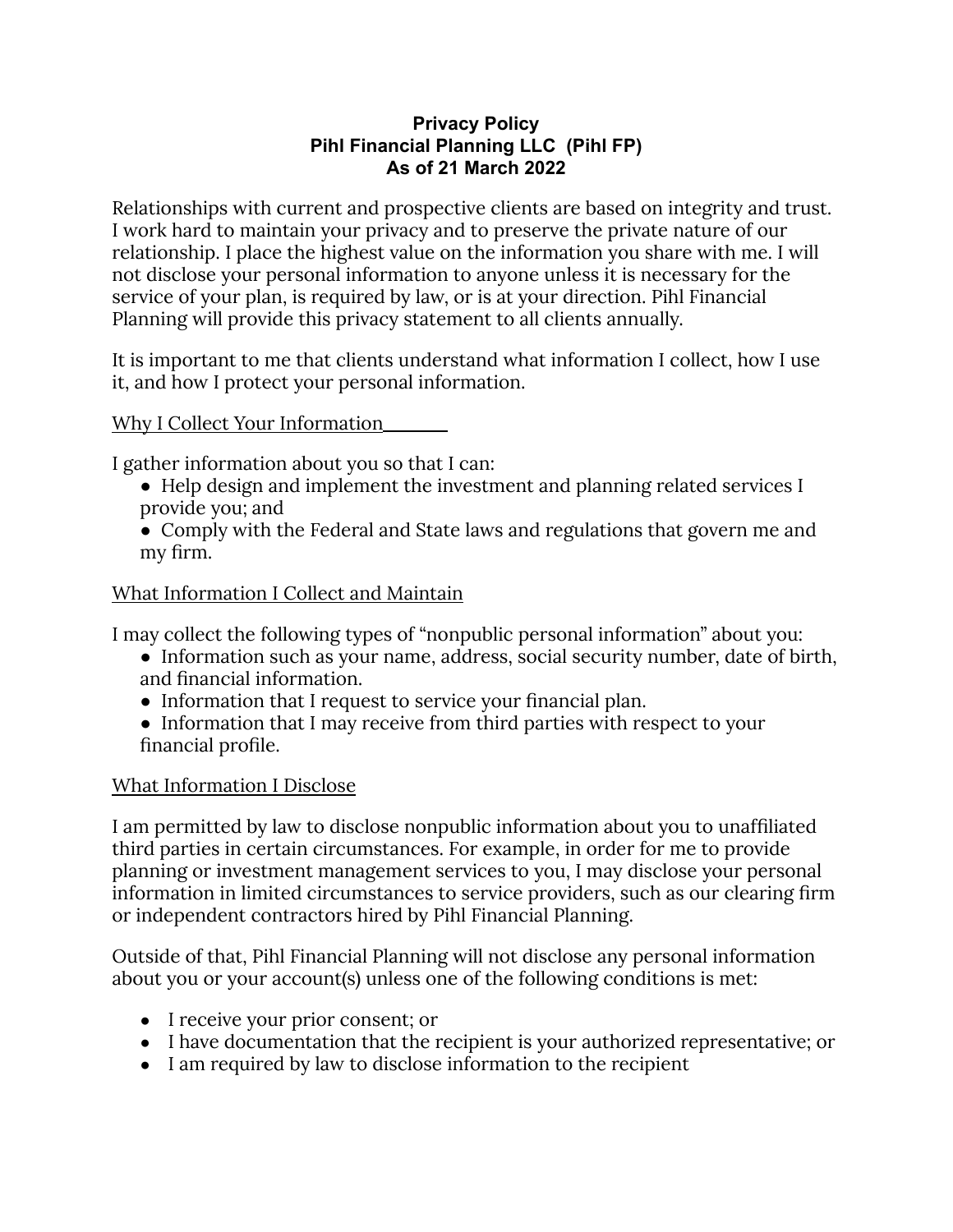# Privacy Policy
# Pihl Financial Planning LLC (Pihl FP)
# As of 21 March 2022

Relationships with current and prospective clients are based on integrity and trust. I work hard to maintain your privacy and to preserve the private nature of our relationship. I place the highest value on the information you share with me. I will not disclose your personal information to anyone unless it is necessary for the service of your plan, is required by law, or is at your direction. Pihl Financial Planning will provide this privacy statement to all clients annually.

It is important to me that clients understand what information I collect, how I use it, and how I protect your personal information.

## Why I Collect Your Information

I gather information about you so that I can:

- Help design and implement the investment and planning related services I provide you; and
- Comply with the Federal and State laws and regulations that govern me and my firm.

## What Information I Collect and Maintain

I may collect the following types of "nonpublic personal information" about you:

- Information such as your name, address, social security number, date of birth, and financial information.
- Information that I request to service your financial plan.
- Information that I may receive from third parties with respect to your financial profile.

## What Information I Disclose

I am permitted by law to disclose nonpublic information about you to unaffiliated third parties in certain circumstances. For example, in order for me to provide planning or investment management services to you, I may disclose your personal information in limited circumstances to service providers, such as our clearing firm or independent contractors hired by Pihl Financial Planning.

Outside of that, Pihl Financial Planning will not disclose any personal information about you or your account(s) unless one of the following conditions is met:

- I receive your prior consent; or
- I have documentation that the recipient is your authorized representative; or
- I am required by law to disclose information to the recipient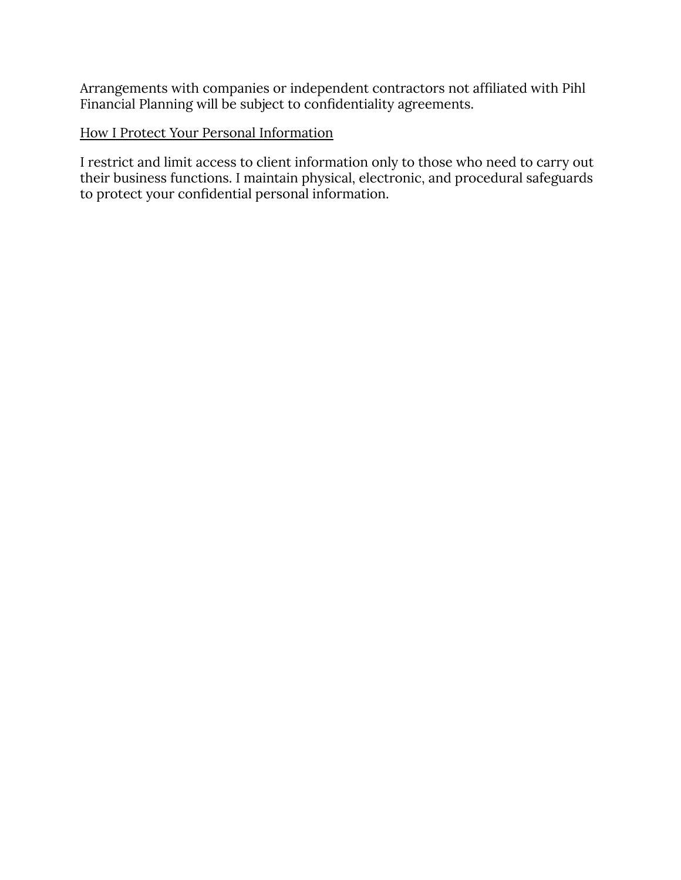Arrangements with companies or independent contractors not affiliated with Pihl Financial Planning will be subject to confidentiality agreements.

## How I Protect Your Personal Information

I restrict and limit access to client information only to those who need to carry out their business functions. I maintain physical, electronic, and procedural safeguards to protect your confidential personal information.